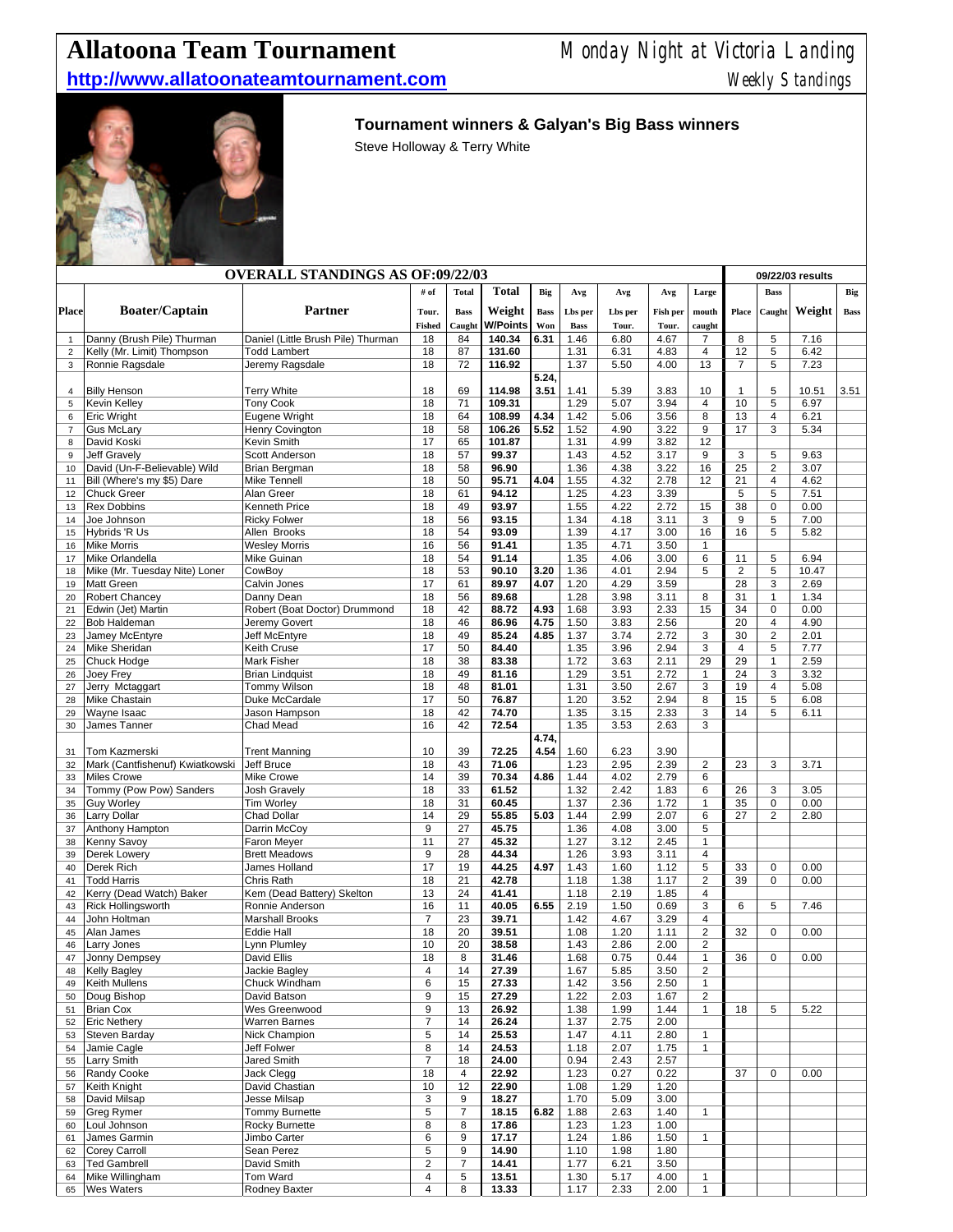# Allatoona Team Tournament

Monday Night at Victoria Landing

**http://www.allatoonateamtournament.com**

Weekly Standings

## Tournament winners & Galyan's Big Bass winners

Steve Holloway & Terry White

| | OVERALL STANDINGS AS OF:09/22/03 | | | | | | | | | | | 09/22/03 results | | | |
|---|---|---|---|---|---|---|---|---|---|---|---|---|---|---|---|
| Place | Boater/Captain | Partner | # of Tour. Fished | Total Bass Caught | Total Weight W/Points | Big Bass Won | Avg Lbs per Bass | Avg Lbs per Tour. | Avg Fish per Tour. | Large mouth caught | Place | Bass Caught | Weight | Big Bass |
| 1 | Danny (Brush Pile) Thurman | Daniel (Little Brush Pile) Thurman | 18 | 84 | **140.34** | **6.31** | 1.46 | 6.80 | 4.67 | 7 | 8 | 5 | 7.16 | |
| 2 | Kelly (Mr. Limit) Thompson | Todd Lambert | 18 | 87 | **131.60** | | 1.31 | 6.31 | 4.83 | 4 | 12 | 5 | 6.42 | |
| 3 | Ronnie Ragsdale | Jeremy Ragsdale | 18 | 72 | **116.92** | | 1.37 | 5.50 | 4.00 | 13 | 7 | 5 | 7.23 | |
| 4 | Billy Henson | Terry White | 18 | 69 | **114.98** | **5.24, 3.51** | 1.41 | 5.39 | 3.83 | 10 | 1 | 5 | 10.51 | 3.51 |
| 5 | Kevin Kelley | Tony Cook | 18 | 71 | **109.31** | | 1.29 | 5.07 | 3.94 | 4 | 10 | 5 | 6.97 | |
| 6 | Eric Wright | Eugene Wright | 18 | 64 | **108.99** | **4.34** | 1.42 | 5.06 | 3.56 | 8 | 13 | 4 | 6.21 | |
| 7 | Gus McLary | Henry Covington | 18 | 58 | **106.26** | **5.52** | 1.52 | 4.90 | 3.22 | 9 | 17 | 3 | 5.34 | |
| 8 | David Koski | Kevin Smith | 17 | 65 | **101.87** | | 1.31 | 4.99 | 3.82 | 12 | | | | |
| 9 | Jeff Gravely | Scott Anderson | 18 | 57 | **99.37** | | 1.43 | 4.52 | 3.17 | 9 | 3 | 5 | 9.63 | |
| 10 | David (Un-F-Believable) Wild | Brian Bergman | 18 | 58 | **96.90** | | 1.36 | 4.38 | 3.22 | 16 | 25 | 2 | 3.07 | |
| 11 | Bill (Where's my $5) Dare | Mike Tennell | 18 | 50 | **95.71** | **4.04** | 1.55 | 4.32 | 2.78 | 12 | 21 | 4 | 4.62 | |
| 12 | Chuck Greer | Alan Greer | 18 | 61 | **94.12** | | 1.25 | 4.23 | 3.39 | | 5 | 5 | 7.51 | |
| 13 | Rex Dobbins | Kenneth Price | 18 | 49 | **93.97** | | 1.55 | 4.22 | 2.72 | 15 | 38 | 0 | 0.00 | |
| 14 | Joe Johnson | Ricky Folwer | 18 | 56 | **93.15** | | 1.34 | 4.18 | 3.11 | 3 | 9 | 5 | 7.00 | |
| 15 | Hybrids 'R Us | Allen Brooks | 18 | 54 | **93.09** | | 1.39 | 4.17 | 3.00 | 16 | 16 | 5 | 5.82 | |
| 16 | Mike Morris | Wesley Morris | 16 | 56 | **91.41** | | 1.35 | 4.71 | 3.50 | 1 | | | | |
| 17 | Mike Orlandella | Mike Guinan | 18 | 54 | **91.14** | | 1.35 | 4.06 | 3.00 | 6 | 11 | 5 | 6.94 | |
| 18 | Mike (Mr. Tuesday Nite) Loner | CowBoy | 18 | 53 | **90.10** | **3.20** | 1.36 | 4.01 | 2.94 | 5 | 2 | 5 | 10.47 | |
| 19 | Matt Green | Calvin Jones | 17 | 61 | **89.97** | **4.07** | 1.20 | 4.29 | 3.59 | | 28 | 3 | 2.69 | |
| 20 | Robert Chancey | Danny Dean | 18 | 56 | **89.68** | | 1.28 | 3.98 | 3.11 | 8 | 31 | 1 | 1.34 | |
| 21 | Edwin (Jet) Martin | Robert (Boat Doctor) Drummond | 18 | 42 | **88.72** | **4.93** | 1.68 | 3.93 | 2.33 | 15 | 34 | 0 | 0.00 | |
| 22 | Bob Haldeman | Jeremy Govert | 18 | 46 | **86.96** | **4.75** | 1.50 | 3.83 | 2.56 | | 20 | 4 | 4.90 | |
| 23 | Jamey McEntyre | Jeff McEntyre | 18 | 49 | **85.24** | **4.85** | 1.37 | 3.74 | 2.72 | 3 | 30 | 2 | 2.01 | |
| 24 | Mike Sheridan | Keith Cruse | 17 | 50 | **84.40** | | 1.35 | 3.96 | 2.94 | 3 | 4 | 5 | 7.77 | |
| 25 | Chuck Hodge | Mark Fisher | 18 | 38 | **83.38** | | 1.72 | 3.63 | 2.11 | 29 | 29 | 1 | 2.59 | |
| 26 | Joey Frey | Brian Lindquist | 18 | 49 | **81.16** | | 1.29 | 3.51 | 2.72 | 1 | 24 | 3 | 3.32 | |
| 27 | Jerry Mctaggart | Tommy Wilson | 18 | 48 | **81.01** | | 1.31 | 3.50 | 2.67 | 3 | 19 | 4 | 5.08 | |
| 28 | Mike Chastain | Duke McCardale | 17 | 50 | **76.87** | | 1.20 | 3.52 | 2.94 | 8 | 15 | 5 | 6.08 | |
| 29 | Wayne Isaac | Jason Hampson | 18 | 42 | **74.70** | | 1.35 | 3.15 | 2.33 | 3 | 14 | 5 | 6.11 | |
| 30 | James Tanner | Chad Mead | 16 | 42 | **72.54** | | 1.35 | 3.53 | 2.63 | 3 | | | | |
| 31 | Tom Kazmerski | Trent Manning | 10 | 39 | **72.25** | **4.74, 4.54** | 1.60 | 6.23 | 3.90 | | | | | |
| 32 | Mark (Cantfishenuf) Kwiatkowski | Jeff Bruce | 18 | 43 | **71.06** | | 1.23 | 2.95 | 2.39 | 2 | 23 | 3 | 3.71 | |
| 33 | Miles Crowe | Mike Crowe | 14 | 39 | **70.34** | **4.86** | 1.44 | 4.02 | 2.79 | 6 | | | | |
| 34 | Tommy (Pow Pow) Sanders | Josh Gravely | 18 | 33 | **61.52** | | 1.32 | 2.42 | 1.83 | 6 | 26 | 3 | 3.05 | |
| 35 | Guy Worley | Tim Worley | 18 | 31 | **60.45** | | 1.37 | 2.36 | 1.72 | 1 | 35 | 0 | 0.00 | |
| 36 | Larry Dollar | Chad Dollar | 14 | 29 | **55.85** | **5.03** | 1.44 | 2.99 | 2.07 | 6 | 27 | 2 | 2.80 | |
| 37 | Anthony Hampton | Darrin McCoy | 9 | 27 | **45.75** | | 1.36 | 4.08 | 3.00 | 5 | | | | |
| 38 | Kenny Savoy | Faron Meyer | 11 | 27 | **45.32** | | 1.27 | 3.12 | 2.45 | 1 | | | | |
| 39 | Derek Lowery | Brett Meadows | 9 | 28 | **44.34** | | 1.26 | 3.93 | 3.11 | 4 | | | | |
| 40 | Derek Rich | James Holland | 17 | 19 | **44.25** | **4.97** | 1.43 | 1.60 | 1.12 | 5 | 33 | 0 | 0.00 | |
| 41 | Todd Harris | Chris Rath | 18 | 21 | **42.78** | | 1.18 | 1.38 | 1.17 | 2 | 39 | 0 | 0.00 | |
| 42 | Kerry (Dead Watch) Baker | Kem (Dead Battery) Skelton | 13 | 24 | **41.41** | | 1.18 | 2.19 | 1.85 | 4 | | | | |
| 43 | Rick Hollingsworth | Ronnie Anderson | 16 | 11 | **40.05** | **6.55** | 2.19 | 1.50 | 0.69 | 3 | 6 | 5 | 7.46 | |
| 44 | John Holtman | Marshall Brooks | 7 | 23 | **39.71** | | 1.42 | 4.67 | 3.29 | 4 | | | | |
| 45 | Alan James | Eddie Hall | 18 | 20 | **39.51** | | 1.08 | 1.20 | 1.11 | 2 | 32 | 0 | 0.00 | |
| 46 | Larry Jones | Lynn Plumley | 10 | 20 | **38.58** | | 1.43 | 2.86 | 2.00 | 2 | | | | |
| 47 | Jonny Dempsey | David Ellis | 18 | 8 | **31.46** | | 1.68 | 0.75 | 0.44 | 1 | 36 | 0 | 0.00 | |
| 48 | Kelly Bagley | Jackie Bagley | 4 | 14 | **27.39** | | 1.67 | 5.85 | 3.50 | 2 | | | | |
| 49 | Keith Mullens | Chuck Windham | 6 | 15 | **27.33** | | 1.42 | 3.56 | 2.50 | 1 | | | | |
| 50 | Doug Bishop | David Batson | 9 | 15 | **27.29** | | 1.22 | 2.03 | 1.67 | 2 | | | | |
| 51 | Brian Cox | Wes Greenwood | 9 | 13 | **26.92** | | 1.38 | 1.99 | 1.44 | 1 | 18 | 5 | 5.22 | |
| 52 | Eric Nethery | Warren Barnes | 7 | 14 | **26.24** | | 1.37 | 2.75 | 2.00 | | | | | |
| 53 | Steven Barday | Nick Champion | 5 | 14 | **25.53** | | 1.47 | 4.11 | 2.80 | 1 | | | | |
| 54 | Jamie Cagle | Jeff Folwer | 8 | 14 | **24.53** | | 1.18 | 2.07 | 1.75 | 1 | | | | |
| 55 | Larry Smith | Jared Smith | 7 | 18 | **24.00** | | 0.94 | 2.43 | 2.57 | | | | | |
| 56 | Randy Cooke | Jack Clegg | 18 | 4 | **22.92** | | 1.23 | 0.27 | 0.22 | | 37 | 0 | 0.00 | |
| 57 | Keith Knight | David Chastian | 10 | 12 | **22.90** | | 1.08 | 1.29 | 1.20 | | | | | |
| 58 | David Milsap | Jesse Milsap | 3 | 9 | **18.27** | | 1.70 | 5.09 | 3.00 | | | | | |
| 59 | Greg Rymer | Tommy Burnette | 5 | 7 | **18.15** | **6.82** | 1.88 | 2.63 | 1.40 | 1 | | | | |
| 60 | Loul Johnson | Rocky Burnette | 8 | 8 | **17.86** | | 1.23 | 1.23 | 1.00 | | | | | |
| 61 | James Garmin | Jimbo Carter | 6 | 9 | **17.17** | | 1.24 | 1.86 | 1.50 | 1 | | | | |
| 62 | Corey Carroll | Sean Perez | 5 | 9 | **14.90** | | 1.10 | 1.98 | 1.80 | | | | | |
| 63 | Ted Gambrell | David Smith | 2 | 7 | **14.41** | | 1.77 | 6.21 | 3.50 | | | | | |
| 64 | Mike Willingham | Tom Ward | 4 | 5 | **13.51** | | 1.30 | 5.17 | 4.00 | 1 | | | | |
| 65 | Wes Waters | Rodney Baxter | 4 | 8 | **13.33** | | 1.17 | 2.33 | 2.00 | 1 | | | | |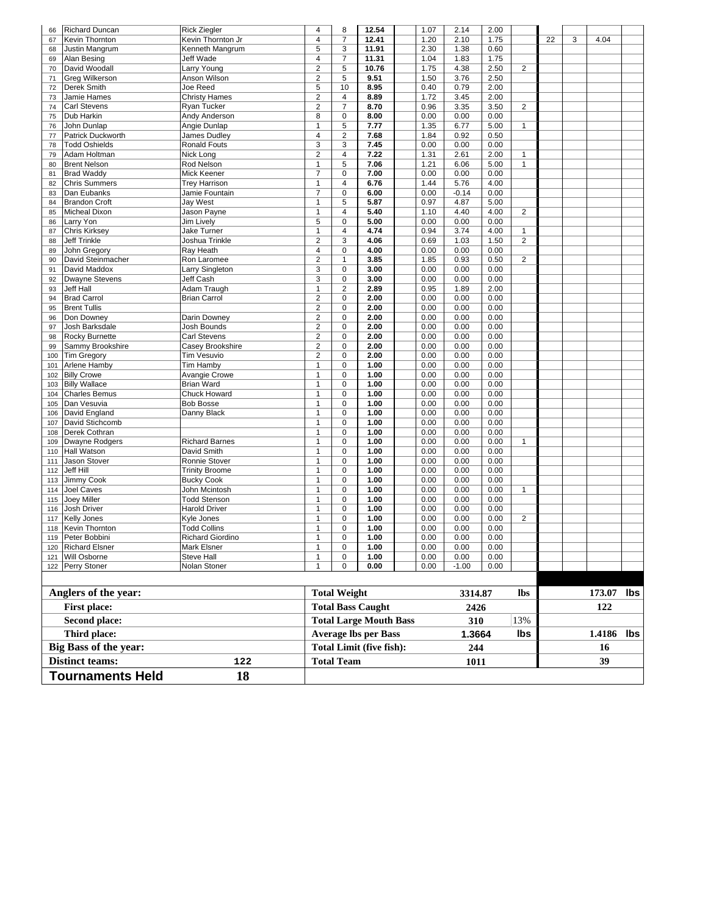| | | | | | | | | | | | | | | |
|---|---|---|---|---|---|---|---|---|---|---|---|---|---|---|
| 66 | Richard Duncan | Rick Ziegler | 4 | 8 | **12.54** | | 1.07 | 2.14 | 2.00 | | | | | |
| 67 | Kevin Thornton | Kevin Thornton Jr | 4 | 7 | **12.41** | | 1.20 | 2.10 | 1.75 | | 22 | 3 | 4.04 | |
| 68 | Justin Mangrum | Kenneth Mangrum | 5 | 3 | **11.91** | | 2.30 | 1.38 | 0.60 | | | | | |
| 69 | Alan Besing | Jeff Wade | 4 | 7 | **11.31** | | 1.04 | 1.83 | 1.75 | | | | | |
| 70 | David Woodall | Larry Young | 2 | 5 | **10.76** | | 1.75 | 4.38 | 2.50 | 2 | | | | |
| 71 | Greg Wilkerson | Anson Wilson | 2 | 5 | **9.51** | | 1.50 | 3.76 | 2.50 | | | | | |
| 72 | Derek Smith | Joe Reed | 5 | 10 | **8.95** | | 0.40 | 0.79 | 2.00 | | | | | |
| 73 | Jamie Hames | Christy Hames | 2 | 4 | **8.89** | | 1.72 | 3.45 | 2.00 | | | | | |
| 74 | Carl Stevens | Ryan Tucker | 2 | 7 | **8.70** | | 0.96 | 3.35 | 3.50 | 2 | | | | |
| 75 | Dub Harkin | Andy Anderson | 8 | 0 | **8.00** | | 0.00 | 0.00 | 0.00 | | | | | |
| 76 | John Dunlap | Angie Dunlap | 1 | 5 | **7.77** | | 1.35 | 6.77 | 5.00 | 1 | | | | |
| 77 | Patrick Duckworth | James Dudley | 4 | 2 | **7.68** | | 1.84 | 0.92 | 0.50 | | | | | |
| 78 | Todd Oshields | Ronald Fouts | 3 | 3 | **7.45** | | 0.00 | 0.00 | 0.00 | | | | | |
| 79 | Adam Holtman | Nick Long | 2 | 4 | **7.22** | | 1.31 | 2.61 | 2.00 | 1 | | | | |
| 80 | Brent Nelson | Rod Nelson | 1 | 5 | **7.06** | | 1.21 | 6.06 | 5.00 | 1 | | | | |
| 81 | Brad Waddy | Mick Keener | 7 | 0 | **7.00** | | 0.00 | 0.00 | 0.00 | | | | | |
| 82 | Chris Summers | Trey Harrison | 1 | 4 | **6.76** | | 1.44 | 5.76 | 4.00 | | | | | |
| 83 | Dan Eubanks | Jamie Fountain | 7 | 0 | **6.00** | | 0.00 | -0.14 | 0.00 | | | | | |
| 84 | Brandon Croft | Jay West | 1 | 5 | **5.87** | | 0.97 | 4.87 | 5.00 | | | | | |
| 85 | Micheal Dixon | Jason Payne | 1 | 4 | **5.40** | | 1.10 | 4.40 | 4.00 | 2 | | | | |
| 86 | Larry Yon | Jim Lively | 5 | 0 | **5.00** | | 0.00 | 0.00 | 0.00 | | | | | |
| 87 | Chris Kirksey | Jake Turner | 1 | 4 | **4.74** | | 0.94 | 3.74 | 4.00 | 1 | | | | |
| 88 | Jeff Trinkle | Joshua Trinkle | 2 | 3 | **4.06** | | 0.69 | 1.03 | 1.50 | 2 | | | | |
| 89 | John Gregory | Ray Heath | 4 | 0 | **4.00** | | 0.00 | 0.00 | 0.00 | | | | | |
| 90 | David Steinmacher | Ron Laromee | 2 | 1 | **3.85** | | 1.85 | 0.93 | 0.50 | 2 | | | | |
| 91 | David Maddox | Larry Singleton | 3 | 0 | **3.00** | | 0.00 | 0.00 | 0.00 | | | | | |
| 92 | Dwayne Stevens | Jeff Cash | 3 | 0 | **3.00** | | 0.00 | 0.00 | 0.00 | | | | | |
| 93 | Jeff Hall | Adam Traugh | 1 | 2 | **2.89** | | 0.95 | 1.89 | 2.00 | | | | | |
| 94 | Brad Carrol | Brian Carrol | 2 | 0 | **2.00** | | 0.00 | 0.00 | 0.00 | | | | | |
| 95 | Brent Tullis | | 2 | 0 | **2.00** | | 0.00 | 0.00 | 0.00 | | | | | |
| 96 | Don Downey | Darin Downey | 2 | 0 | **2.00** | | 0.00 | 0.00 | 0.00 | | | | | |
| 97 | Josh Barksdale | Josh Bounds | 2 | 0 | **2.00** | | 0.00 | 0.00 | 0.00 | | | | | |
| 98 | Rocky Burnette | Carl Stevens | 2 | 0 | **2.00** | | 0.00 | 0.00 | 0.00 | | | | | |
| 99 | Sammy Brookshire | Casey Brookshire | 2 | 0 | **2.00** | | 0.00 | 0.00 | 0.00 | | | | | |
| 100 | Tim Gregory | Tim Vesuvio | 2 | 0 | **2.00** | | 0.00 | 0.00 | 0.00 | | | | | |
| 101 | Arlene Hamby | Tim Hamby | 1 | 0 | **1.00** | | 0.00 | 0.00 | 0.00 | | | | | |
| 102 | Billy Crowe | Avangie Crowe | 1 | 0 | **1.00** | | 0.00 | 0.00 | 0.00 | | | | | |
| 103 | Billy Wallace | Brian Ward | 1 | 0 | **1.00** | | 0.00 | 0.00 | 0.00 | | | | | |
| 104 | Charles Bemus | Chuck Howard | 1 | 0 | **1.00** | | 0.00 | 0.00 | 0.00 | | | | | |
| 105 | Dan Vesuvia | Bob Bosse | 1 | 0 | **1.00** | | 0.00 | 0.00 | 0.00 | | | | | |
| 106 | David England | Danny Black | 1 | 0 | **1.00** | | 0.00 | 0.00 | 0.00 | | | | | |
| 107 | David Stichcomb | | 1 | 0 | **1.00** | | 0.00 | 0.00 | 0.00 | | | | | |
| 108 | Derek Cothran | | 1 | 0 | **1.00** | | 0.00 | 0.00 | 0.00 | | | | | |
| 109 | Dwayne Rodgers | Richard Barnes | 1 | 0 | **1.00** | | 0.00 | 0.00 | 0.00 | 1 | | | | |
| 110 | Hall Watson | David Smith | 1 | 0 | **1.00** | | 0.00 | 0.00 | 0.00 | | | | | |
| 111 | Jason Stover | Ronnie Stover | 1 | 0 | **1.00** | | 0.00 | 0.00 | 0.00 | | | | | |
| 112 | Jeff Hill | Trinity Broome | 1 | 0 | **1.00** | | 0.00 | 0.00 | 0.00 | | | | | |
| 113 | Jimmy Cook | Bucky Cook | 1 | 0 | **1.00** | | 0.00 | 0.00 | 0.00 | | | | | |
| 114 | Joel Caves | John Mcintosh | 1 | 0 | **1.00** | | 0.00 | 0.00 | 0.00 | 1 | | | | |
| 115 | Joey Miller | Todd Stenson | 1 | 0 | **1.00** | | 0.00 | 0.00 | 0.00 | | | | | |
| 116 | Josh Driver | Harold Driver | 1 | 0 | **1.00** | | 0.00 | 0.00 | 0.00 | | | | | |
| 117 | Kelly Jones | Kyle Jones | 1 | 0 | **1.00** | | 0.00 | 0.00 | 0.00 | 2 | | | | |
| 118 | Kevin Thornton | Todd Collins | 1 | 0 | **1.00** | | 0.00 | 0.00 | 0.00 | | | | | |
| 119 | Peter Bobbini | Richard Giordino | 1 | 0 | **1.00** | | 0.00 | 0.00 | 0.00 | | | | | |
| 120 | Richard Elsner | Mark Elsner | 1 | 0 | **1.00** | | 0.00 | 0.00 | 0.00 | | | | | |
| 121 | Will Osborne | Steve Hall | 1 | 0 | **1.00** | | 0.00 | 0.00 | 0.00 | | | | | |
| 122 | Perry Stoner | Nolan Stoner | 1 | 0 | **0.00** | | 0.00 | -1.00 | 0.00 | | | | | |

| | | | | | |
|---|---|---|---|---|---|
| **Anglers of the year:** | | **Total Weight** | **3314.87** | **lbs** | **173.07 lbs** |
| **First place:** | | **Total Bass Caught** | **2426** | | **122** |
| **Second place:** | | **Total Large Mouth Bass** | **310** | 13% | |
| **Third place:** | | **Average lbs per Bass** | **1.3664** | **lbs** | **1.4186 lbs** |
| **Big Bass of the year:** | | **Total Limit (five fish):** | **244** | | **16** |
| **Distinct teams:** | **122** | **Total Team** | **1011** | | **39** |
| **Tournaments Held** | **18** | | | | |